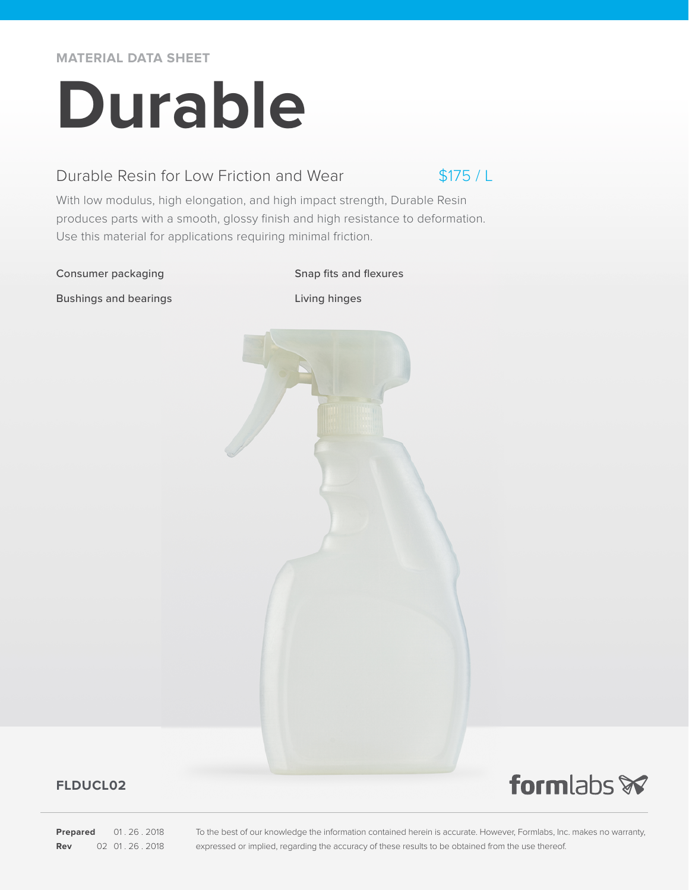MATERIAL DATA SHEET

# Durable

## Durable Resin for Low Friction and Wear

$175 / L

With low modulus, high elongation, and high impact strength, Durable Resin produces parts with a smooth, glossy finish and high resistance to deformation. Use this material for applications requiring minimal friction.

- Consumer packaging
- Bushings and bearings
- Snap fits and flexures
- Living hinges

**FLDUCL02**

formlabs

**Prepared** 01 . 26 . 2018
**Rev** 02 01 . 26 . 2018

To the best of our knowledge the information contained herein is accurate. However, Formlabs, Inc. makes no warranty, expressed or implied, regarding the accuracy of these results to be obtained from the use thereof.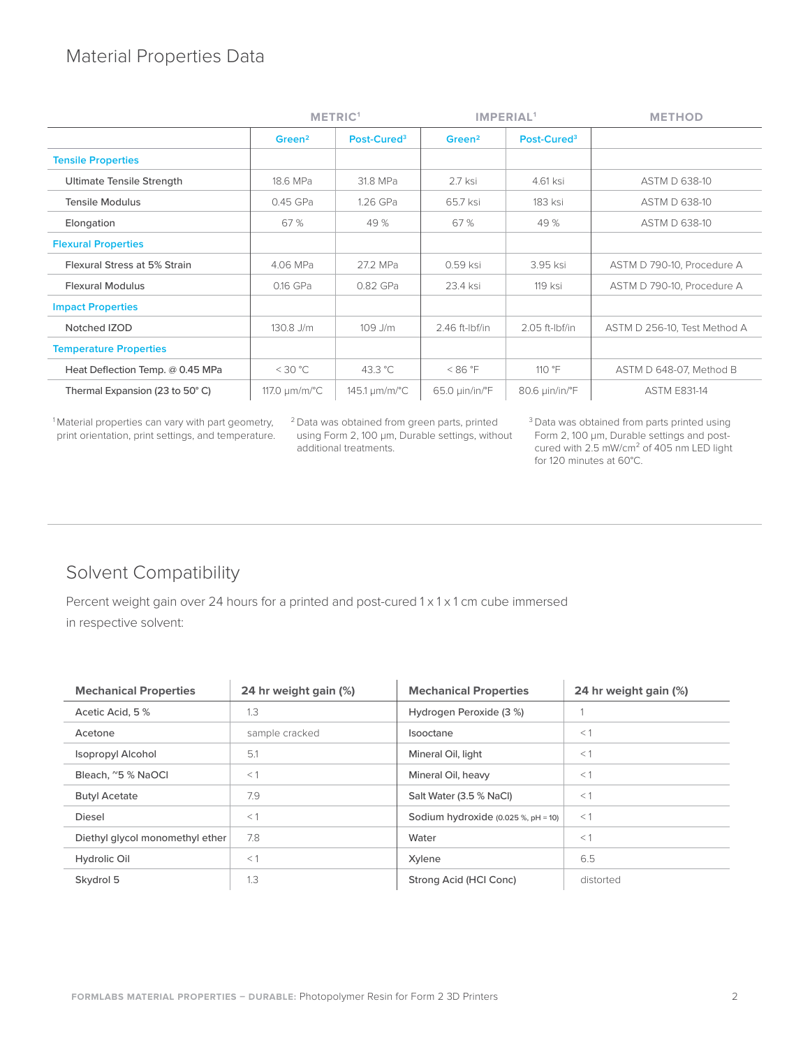## Material Properties Data

| | METRIC[1] | | IMPERIAL[1] | | METHOD |
|---|---|---|---|---|---|
| | Green[2] | Post-Cured[3] | Green[2] | Post-Cured[3] | |
| **Tensile Properties** | | | | | |
| Ultimate Tensile Strength | 18.6 MPa | 31.8 MPa | 2.7 ksi | 4.61 ksi | ASTM D 638-10 |
| Tensile Modulus | 0.45 GPa | 1.26 GPa | 65.7 ksi | 183 ksi | ASTM D 638-10 |
| Elongation | 67 % | 49 % | 67 % | 49 % | ASTM D 638-10 |
| **Flexural Properties** | | | | | |
| Flexural Stress at 5% Strain | 4.06 MPa | 27.2 MPa | 0.59 ksi | 3.95 ksi | ASTM D 790-10, Procedure A |
| Flexural Modulus | 0.16 GPa | 0.82 GPa | 23.4 ksi | 119 ksi | ASTM D 790-10, Procedure A |
| **Impact Properties** | | | | | |
| Notched IZOD | 130.8 J/m | 109 J/m | 2.46 ft-lbf/in | 2.05 ft-lbf/in | ASTM D 256-10, Test Method A |
| **Temperature Properties** | | | | | |
| Heat Deflection Temp. @ 0.45 MPa | < 30 °C | 43.3 °C | < 86 °F | 110 °F | ASTM D 648-07, Method B |
| Thermal Expansion (23 to 50° C) | 117.0 µm/m/°C | 145.1 µm/m/°C | 65.0 µin/in/°F | 80.6 µin/in/°F | ASTM E831-14 |

[1] Material properties can vary with part geometry, print orientation, print settings, and temperature.

[2] Data was obtained from green parts, printed using Form 2, 100 µm, Durable settings, without additional treatments.

[3] Data was obtained from parts printed using Form 2, 100 µm, Durable settings and post-cured with 2.5 mW/cm$^2$ of 405 nm LED light for 120 minutes at 60°C.

## Solvent Compatibility

Percent weight gain over 24 hours for a printed and post-cured 1 x 1 x 1 cm cube immersed in respective solvent:

| Mechanical Properties | 24 hr weight gain (%) | Mechanical Properties | 24 hr weight gain (%) |
|---|---|---|---|
| Acetic Acid, 5 % | 1.3 | Hydrogen Peroxide (3 %) | 1 |
| Acetone | sample cracked | Isooctane | < 1 |
| Isopropyl Alcohol | 5.1 | Mineral Oil, light | < 1 |
| Bleach, ~5 % NaOCl | < 1 | Mineral Oil, heavy | < 1 |
| Butyl Acetate | 7.9 | Salt Water (3.5 % NaCl) | < 1 |
| Diesel | < 1 | Sodium hydroxide (0.025 %, pH = 10) | < 1 |
| Diethyl glycol monomethyl ether | 7.8 | Water | < 1 |
| Hydrolic Oil | < 1 | Xylene | 6.5 |
| Skydrol 5 | 1.3 | Strong Acid (HCl Conc) | distorted |